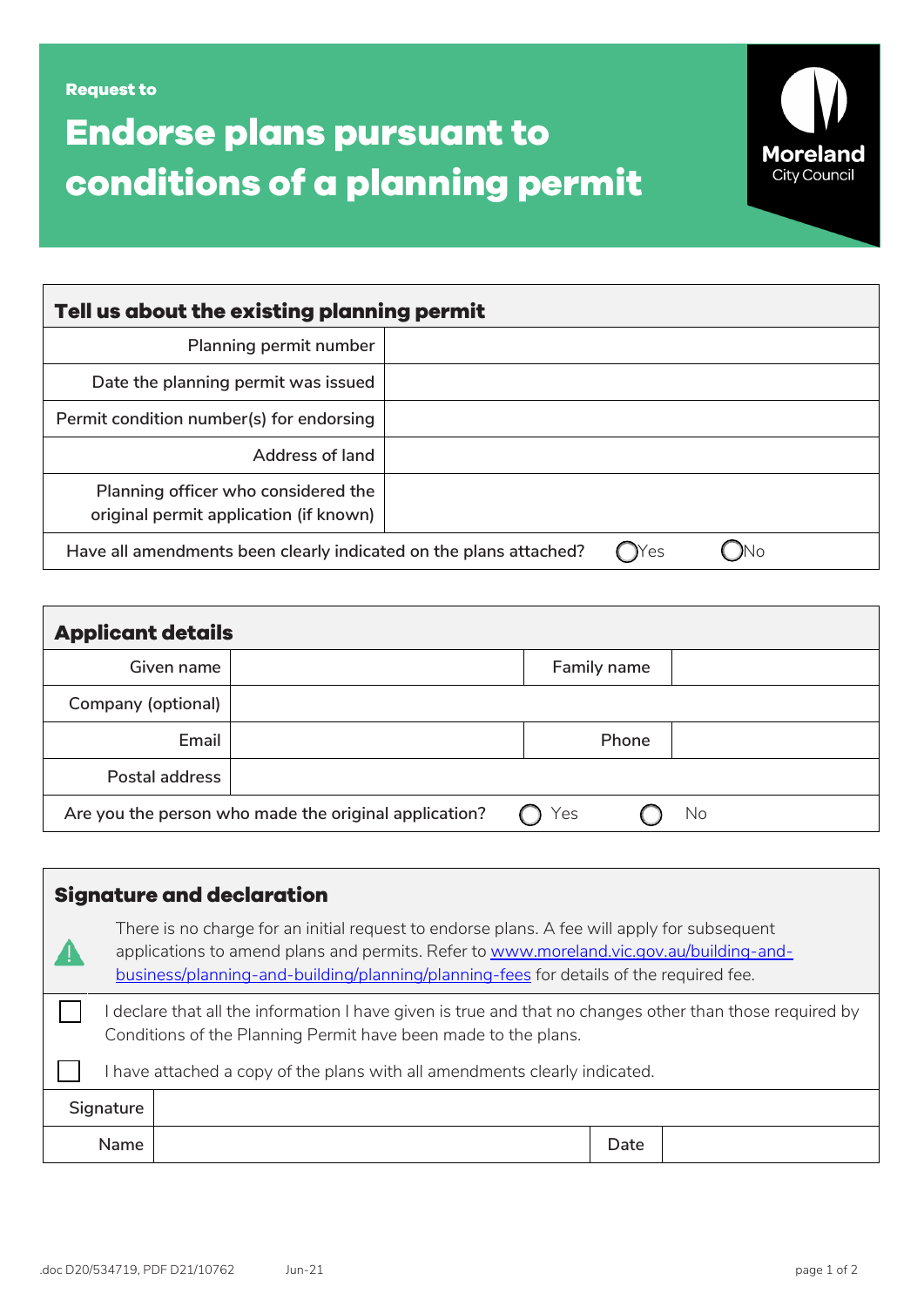Request to

# Endorse plans pursuant to conditions of a planning permit

Moreland City Council

| Tell us about the existing planning permit | |
|---|---|
| Planning permit number | |
| Date the planning permit was issued | |
| Permit condition number(s) for endorsing | |
| Address of land | |
| Planning officer who considered the original permit application (if known) | |
| Have all amendments been clearly indicated on the plans attached? ◯ Yes ◯ No | |

| Applicant details | | | |
|---|---|---|---|
| Given name | | Family name | |
| Company (optional) | | | |
| Email | | Phone | |
| Postal address | | | |
| Are you the person who made the original application? ◯ Yes ◯ No | | | |

## Signature and declaration

There is no charge for an initial request to endorse plans. A fee will apply for subsequent applications to amend plans and permits. Refer to www.moreland.vic.gov.au/building-and-business/planning-and-building/planning/planning-fees for details of the required fee.

- ☐ I declare that all the information I have given is true and that no changes other than those required by Conditions of the Planning Permit have been made to the plans.
- ☐ I have attached a copy of the plans with all amendments clearly indicated.

| Signature | | | |
|---|---|---|---|
| Name | | Date | |

.doc D20/534719, PDF D21/10762 Jun-21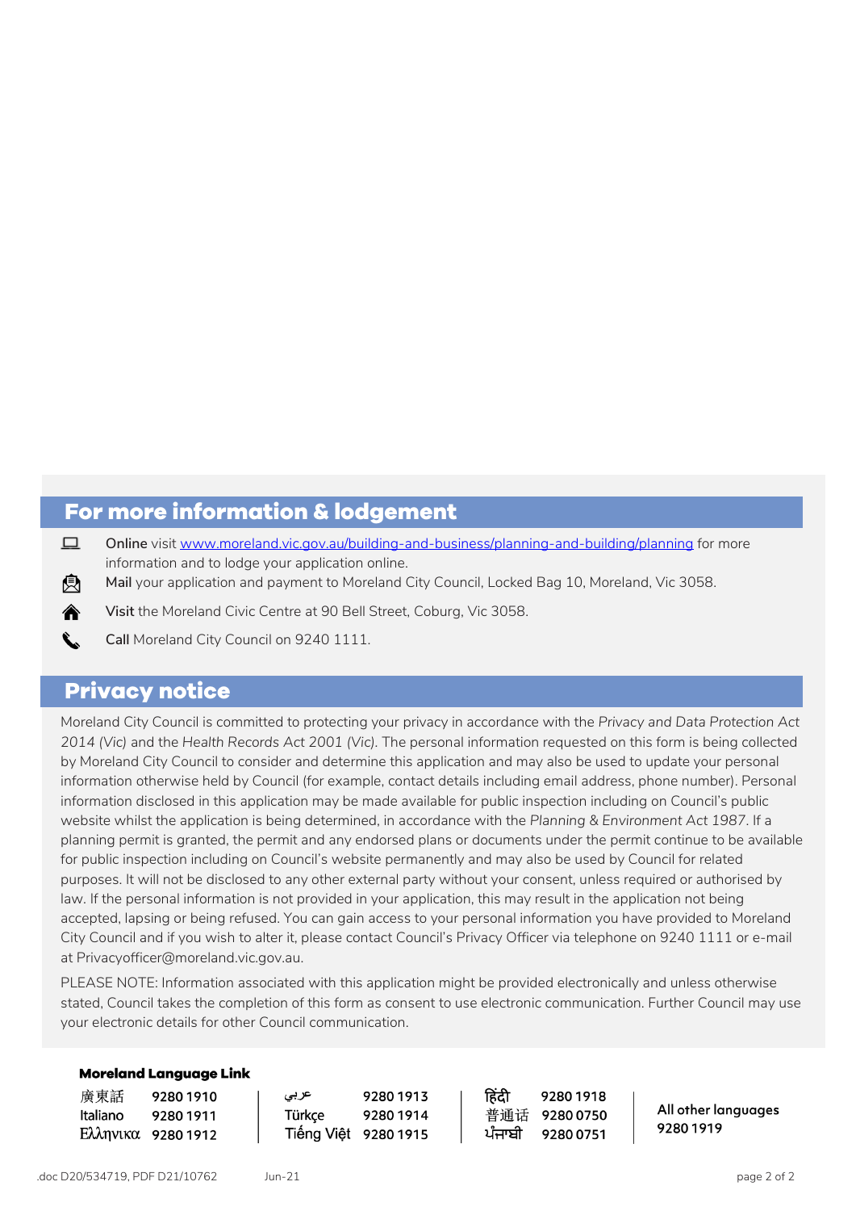## For more information & lodgement

- **Online** visit [www.moreland.vic.gov.au/building-and-business/planning-and-building/planning](www.moreland.vic.gov.au/building-and-business/planning-and-building/planning) for more information and to lodge your application online.
- **Mail** your application and payment to Moreland City Council, Locked Bag 10, Moreland, Vic 3058.
- **Visit** the Moreland Civic Centre at 90 Bell Street, Coburg, Vic 3058.
- **Call** Moreland City Council on 9240 1111.

## Privacy notice

Moreland City Council is committed to protecting your privacy in accordance with the *Privacy and Data Protection Act 2014 (Vic)* and the *Health Records Act 2001 (Vic)*. The personal information requested on this form is being collected by Moreland City Council to consider and determine this application and may also be used to update your personal information otherwise held by Council (for example, contact details including email address, phone number). Personal information disclosed in this application may be made available for public inspection including on Council's public website whilst the application is being determined, in accordance with the *Planning & Environment Act 1987*. If a planning permit is granted, the permit and any endorsed plans or documents under the permit continue to be available for public inspection including on Council's website permanently and may also be used by Council for related purposes. It will not be disclosed to any other external party without your consent, unless required or authorised by law. If the personal information is not provided in your application, this may result in the application not being accepted, lapsing or being refused. You can gain access to your personal information you have provided to Moreland City Council and if you wish to alter it, please contact Council's Privacy Officer via telephone on 9240 1111 or e-mail at Privacyofficer@moreland.vic.gov.au.

PLEASE NOTE: Information associated with this application might be provided electronically and unless otherwise stated, Council takes the completion of this form as consent to use electronic communication. Further Council may use your electronic details for other Council communication.

**Moreland Language Link**

| | | | | | |
|---|---|---|---|---|---|
| 廣東話 | 9280 1910 | عربي | 9280 1913 | हिंदी | 9280 1918 |
| Italiano | 9280 1911 | Türkçe | 9280 1914 | 普通话 | 9280 0750 |
| Ελληνικα | 9280 1912 | Tiếng Việt | 9280 1915 | ਪੰਜਾਬੀ | 9280 0751 |

All other languages 9280 1919

.doc D20/534719, PDF D21/10762 Jun-21